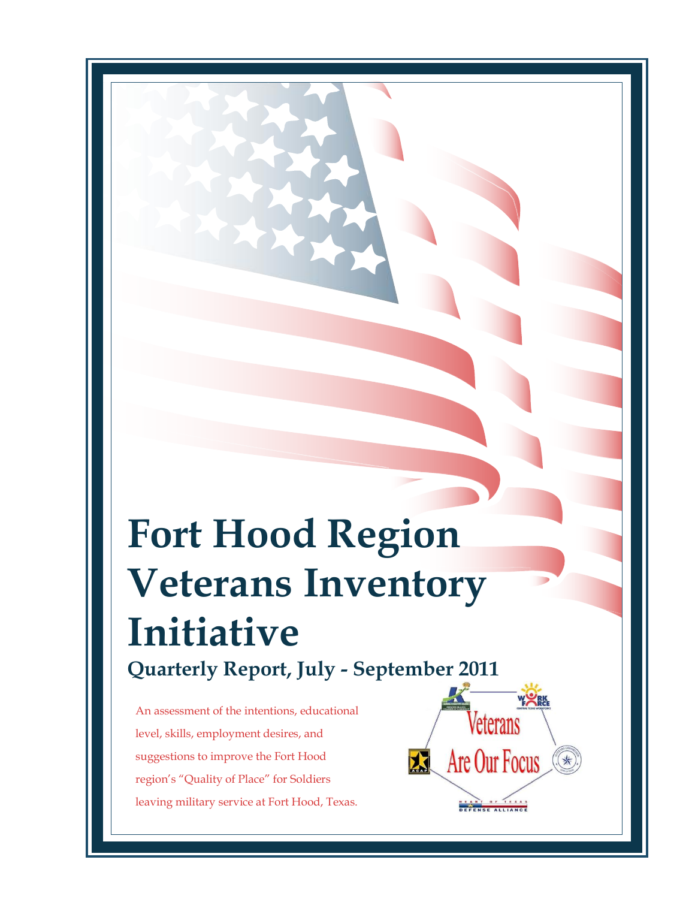# Fort Hood Region Veterans Inventory Initiative

## Quarterly Report, July - September 2011

An assessment of the intentions, educational level, skills, employment desires, and suggestions to improve the Fort Hood region's "Quality of Place" for Soldiers leaving military service at Fort Hood, Texas.

Veterans Are Our Focus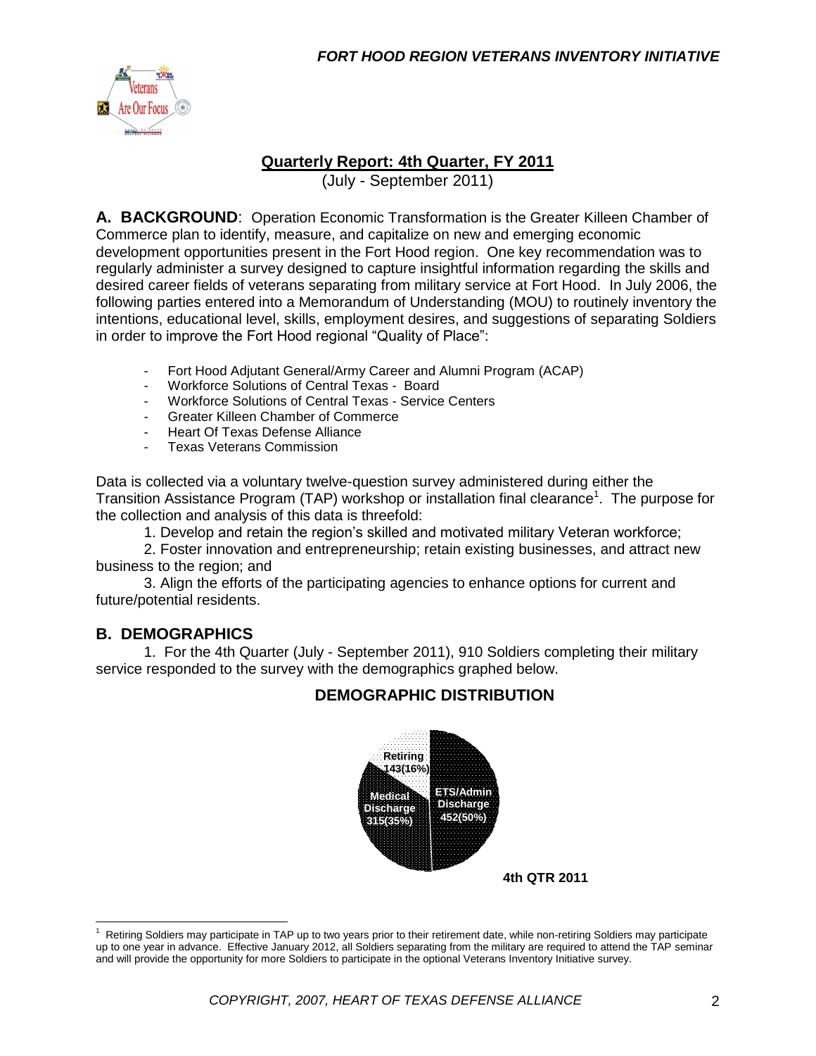## Quarterly Report: 4th Quarter, FY 2011

(July - September 2011)

**A. BACKGROUND**: Operation Economic Transformation is the Greater Killeen Chamber of Commerce plan to identify, measure, and capitalize on new and emerging economic development opportunities present in the Fort Hood region. One key recommendation was to regularly administer a survey designed to capture insightful information regarding the skills and desired career fields of veterans separating from military service at Fort Hood. In July 2006, the following parties entered into a Memorandum of Understanding (MOU) to routinely inventory the intentions, educational level, skills, employment desires, and suggestions of separating Soldiers in order to improve the Fort Hood regional "Quality of Place":

- Fort Hood Adjutant General/Army Career and Alumni Program (ACAP)
- Workforce Solutions of Central Texas - Board
- Workforce Solutions of Central Texas - Service Centers
- Greater Killeen Chamber of Commerce
- Heart Of Texas Defense Alliance
- Texas Veterans Commission

Data is collected via a voluntary twelve-question survey administered during either the Transition Assistance Program (TAP) workshop or installation final clearance[1]. The purpose for the collection and analysis of this data is threefold:

1. Develop and retain the region's skilled and motivated military Veteran workforce;
2. Foster innovation and entrepreneurship; retain existing businesses, and attract new business to the region; and
3. Align the efforts of the participating agencies to enhance options for current and future/potential residents.

## B. DEMOGRAPHICS

1. For the 4th Quarter (July - September 2011), 910 Soldiers completing their military service responded to the survey with the demographics graphed below.

### DEMOGRAPHIC DISTRIBUTION

Retiring 143(16%)

Medical Discharge 315(35%)

ETS/Admin Discharge 452(50%)

4th QTR 2011

[1] Retiring Soldiers may participate in TAP up to two years prior to their retirement date, while non-retiring Soldiers may participate up to one year in advance. Effective January 2012, all Soldiers separating from the military are required to attend the TAP seminar and will provide the opportunity for more Soldiers to participate in the optional Veterans Inventory Initiative survey.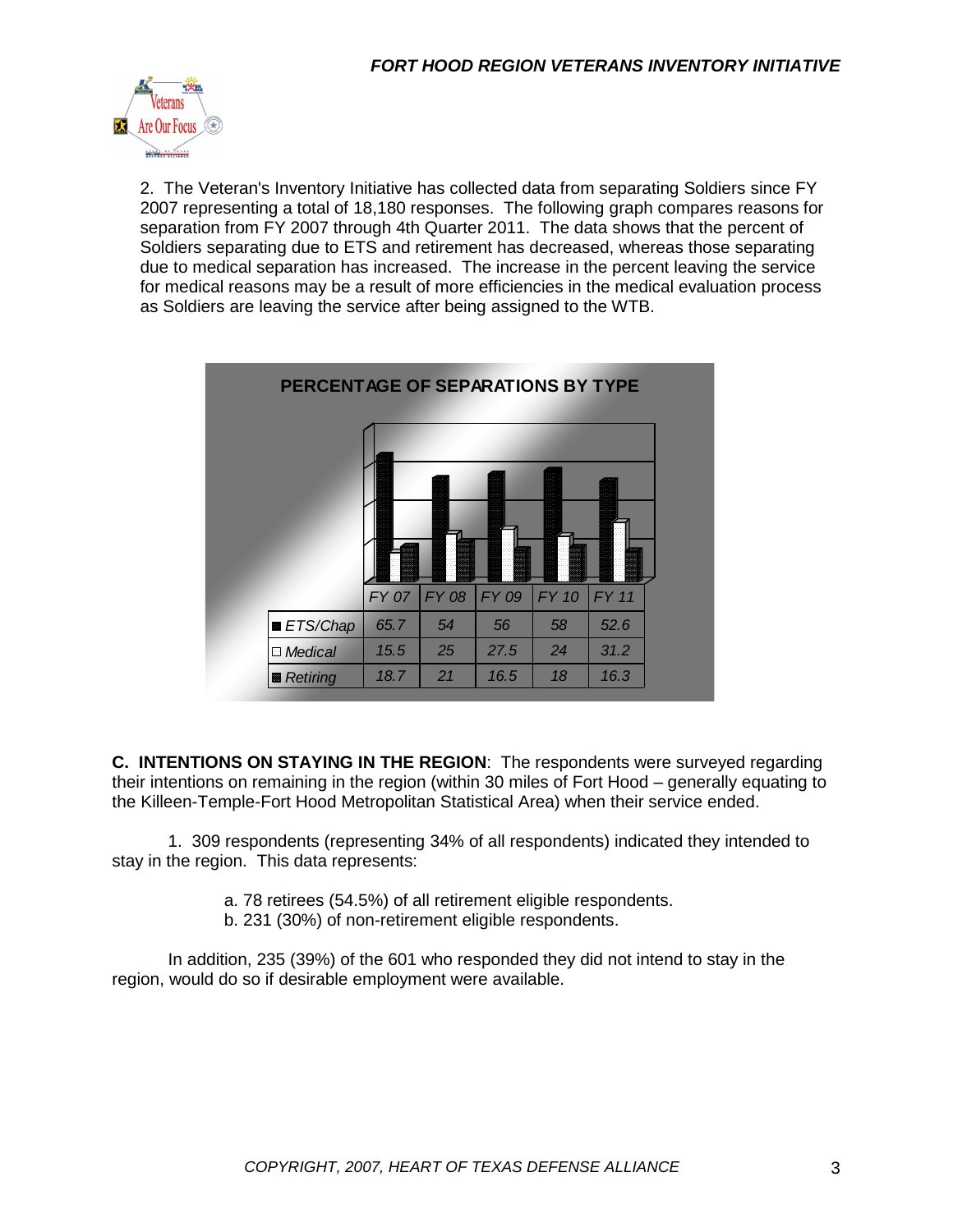2. The Veteran's Inventory Initiative has collected data from separating Soldiers since FY 2007 representing a total of 18,180 responses. The following graph compares reasons for separation from FY 2007 through 4th Quarter 2011. The data shows that the percent of Soldiers separating due to ETS and retirement has decreased, whereas those separating due to medical separation has increased. The increase in the percent leaving the service for medical reasons may be a result of more efficiencies in the medical evaluation process as Soldiers are leaving the service after being assigned to the WTB.

**PERCENTAGE OF SEPARATIONS BY TYPE**

| | FY 07 | FY 08 | FY 09 | FY 10 | FY 11 |
|---|---|---|---|---|---|
| ETS/Chap | 65.7 | 54 | 56 | 58 | 52.6 |
| Medical | 15.5 | 25 | 27.5 | 24 | 31.2 |
| Retiring | 18.7 | 21 | 16.5 | 18 | 16.3 |

**C. INTENTIONS ON STAYING IN THE REGION**: The respondents were surveyed regarding their intentions on remaining in the region (within 30 miles of Fort Hood – generally equating to the Killeen-Temple-Fort Hood Metropolitan Statistical Area) when their service ended.

1. 309 respondents (representing 34% of all respondents) indicated they intended to stay in the region. This data represents:

a. 78 retirees (54.5%) of all retirement eligible respondents.
b. 231 (30%) of non-retirement eligible respondents.

In addition, 235 (39%) of the 601 who responded they did not intend to stay in the region, would do so if desirable employment were available.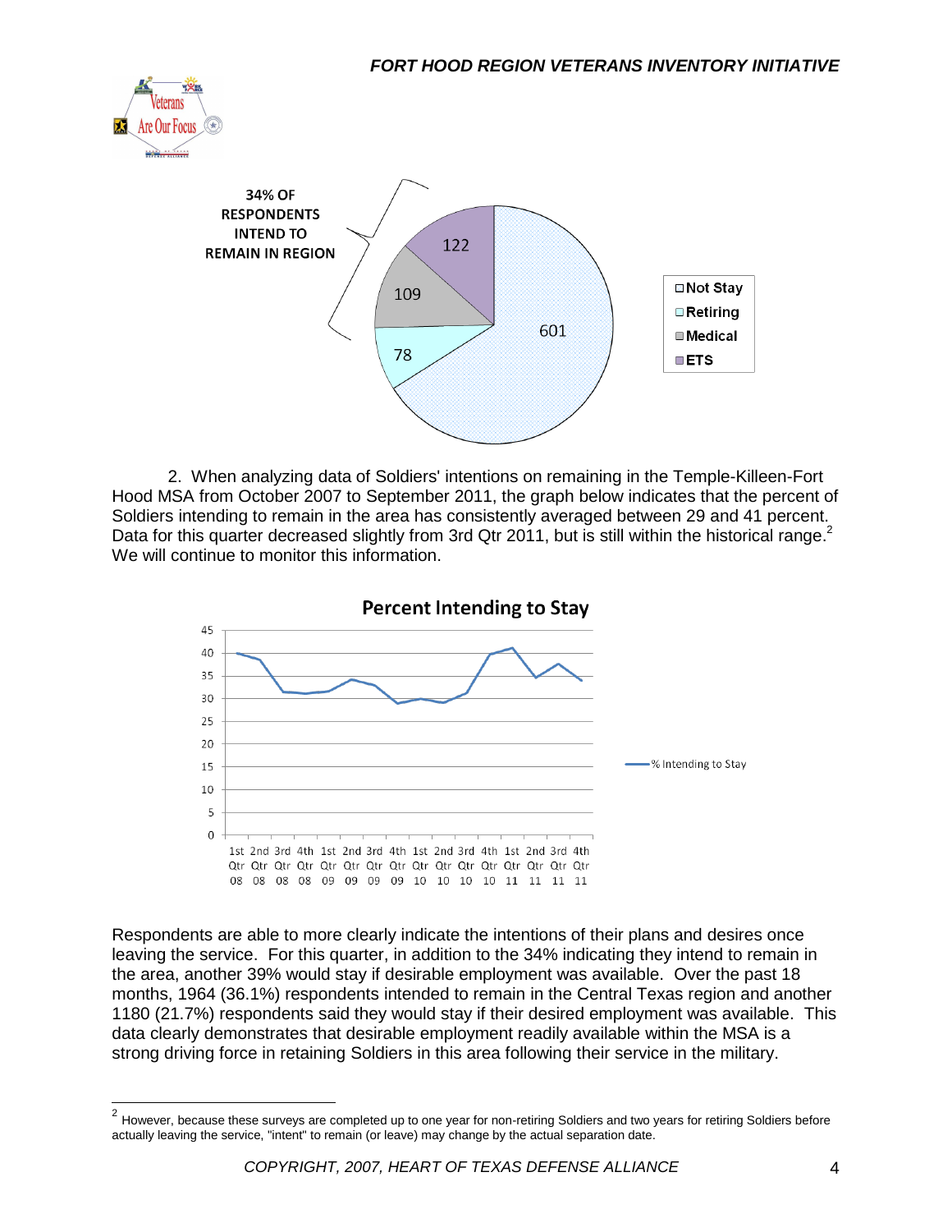34% OF RESPONDENTS INTEND TO REMAIN IN REGION

| Category | Count |
| --- | --- |
| Not Stay | 601 |
| Retiring | 78 |
| Medical | 109 |
| ETS | 122 |

2. When analyzing data of Soldiers' intentions on remaining in the Temple-Killeen-Fort Hood MSA from October 2007 to September 2011, the graph below indicates that the percent of Soldiers intending to remain in the area has consistently averaged between 29 and 41 percent. Data for this quarter decreased slightly from 3rd Qtr 2011, but is still within the historical range.[2] We will continue to monitor this information.

**Percent Intending to Stay**

Legend: % Intending to Stay

X-axis: 1st Qtr 08, 2nd Qtr 08, 3rd Qtr 08, 4th Qtr 08, 1st Qtr 09, 2nd Qtr 09, 3rd Qtr 09, 4th Qtr 09, 1st Qtr 10, 2nd Qtr 10, 3rd Qtr 10, 4th Qtr 10, 1st Qtr 11, 2nd Qtr 11, 3rd Qtr 11, 4th Qtr 11

Y-axis: 0–45

Respondents are able to more clearly indicate the intentions of their plans and desires once leaving the service. For this quarter, in addition to the 34% indicating they intend to remain in the area, another 39% would stay if desirable employment was available. Over the past 18 months, 1964 (36.1%) respondents intended to remain in the Central Texas region and another 1180 (21.7%) respondents said they would stay if their desired employment was available. This data clearly demonstrates that desirable employment readily available within the MSA is a strong driving force in retaining Soldiers in this area following their service in the military.

[2] However, because these surveys are completed up to one year for non-retiring Soldiers and two years for retiring Soldiers before actually leaving the service, "intent" to remain (or leave) may change by the actual separation date.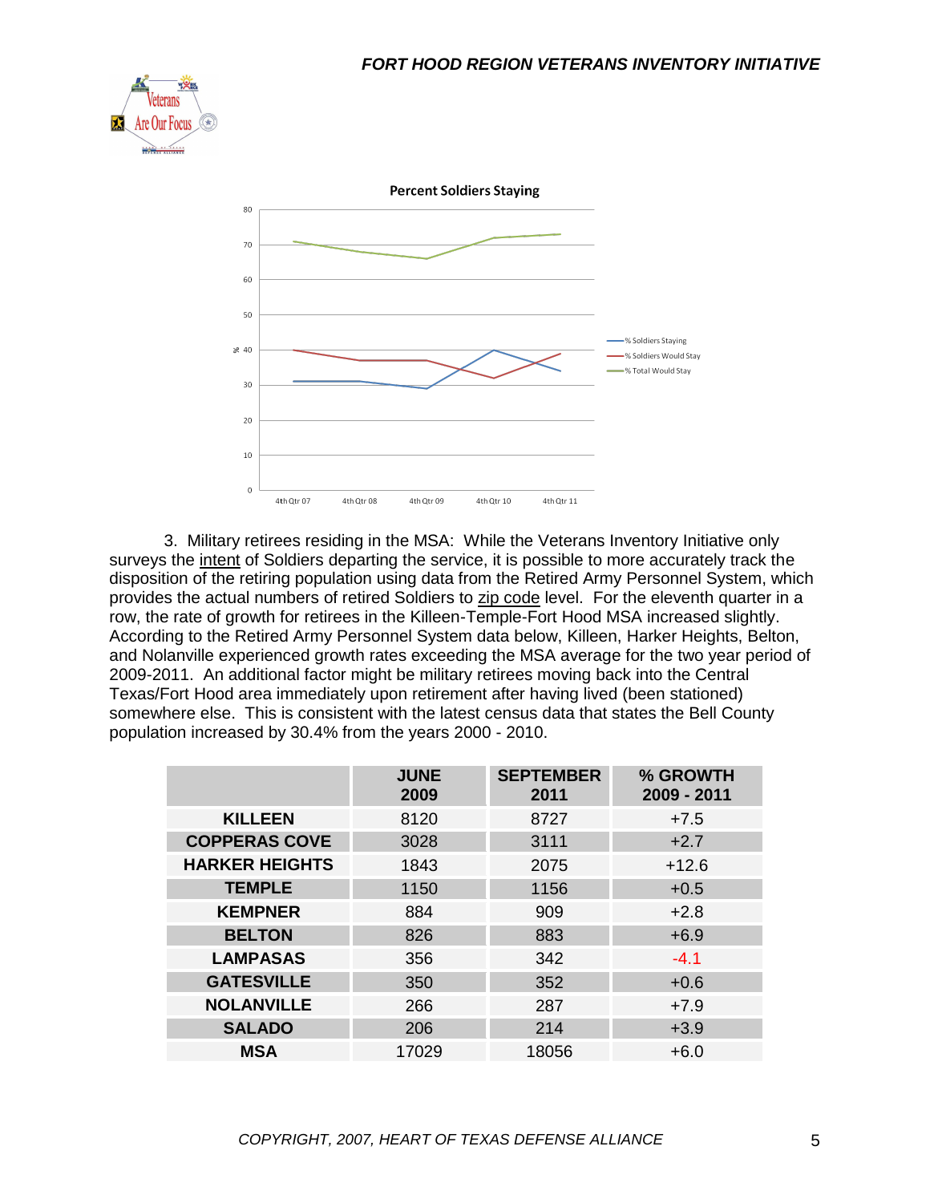Percent Soldiers Staying

3. Military retirees residing in the MSA: While the Veterans Inventory Initiative only surveys the intent of Soldiers departing the service, it is possible to more accurately track the disposition of the retiring population using data from the Retired Army Personnel System, which provides the actual numbers of retired Soldiers to zip code level. For the eleventh quarter in a row, the rate of growth for retirees in the Killeen-Temple-Fort Hood MSA increased slightly. According to the Retired Army Personnel System data below, Killeen, Harker Heights, Belton, and Nolanville experienced growth rates exceeding the MSA average for the two year period of 2009-2011. An additional factor might be military retirees moving back into the Central Texas/Fort Hood area immediately upon retirement after having lived (been stationed) somewhere else. This is consistent with the latest census data that states the Bell County population increased by 30.4% from the years 2000 - 2010.

| | JUNE 2009 | SEPTEMBER 2011 | % GROWTH 2009 - 2011 |
|---|---|---|---|
| **KILLEEN** | 8120 | 8727 | +7.5 |
| **COPPERAS COVE** | 3028 | 3111 | +2.7 |
| **HARKER HEIGHTS** | 1843 | 2075 | +12.6 |
| **TEMPLE** | 1150 | 1156 | +0.5 |
| **KEMPNER** | 884 | 909 | +2.8 |
| **BELTON** | 826 | 883 | +6.9 |
| **LAMPASAS** | 356 | 342 | -4.1 |
| **GATESVILLE** | 350 | 352 | +0.6 |
| **NOLANVILLE** | 266 | 287 | +7.9 |
| **SALADO** | 206 | 214 | +3.9 |
| **MSA** | 17029 | 18056 | +6.0 |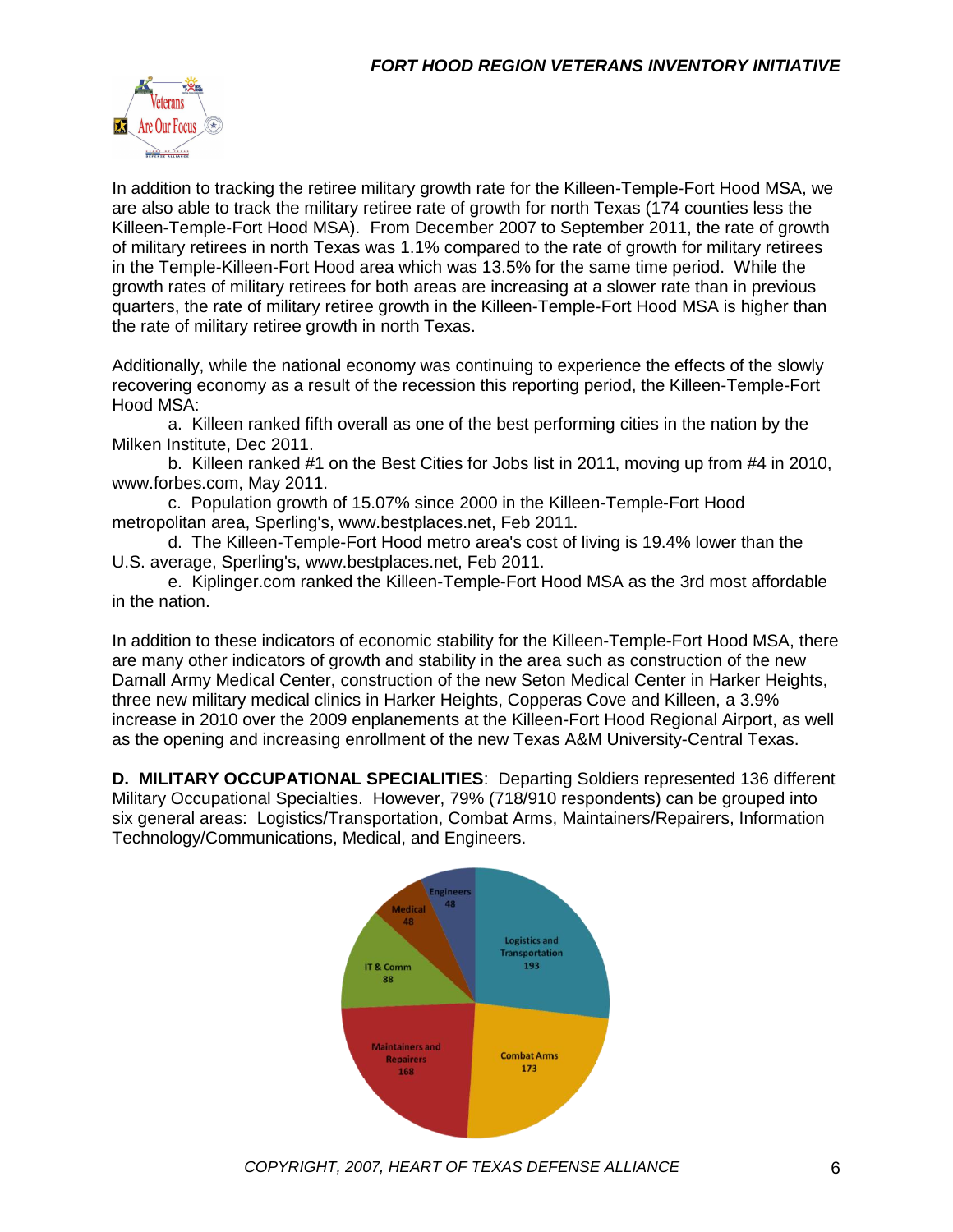In addition to tracking the retiree military growth rate for the Killeen-Temple-Fort Hood MSA, we are also able to track the military retiree rate of growth for north Texas (174 counties less the Killeen-Temple-Fort Hood MSA). From December 2007 to September 2011, the rate of growth of military retirees in north Texas was 1.1% compared to the rate of growth for military retirees in the Temple-Killeen-Fort Hood area which was 13.5% for the same time period. While the growth rates of military retirees for both areas are increasing at a slower rate than in previous quarters, the rate of military retiree growth in the Killeen-Temple-Fort Hood MSA is higher than the rate of military retiree growth in north Texas.

Additionally, while the national economy was continuing to experience the effects of the slowly recovering economy as a result of the recession this reporting period, the Killeen-Temple-Fort Hood MSA:

a. Killeen ranked fifth overall as one of the best performing cities in the nation by the Milken Institute, Dec 2011.

b. Killeen ranked #1 on the Best Cities for Jobs list in 2011, moving up from #4 in 2010, www.forbes.com, May 2011.

c. Population growth of 15.07% since 2000 in the Killeen-Temple-Fort Hood metropolitan area, Sperling's, www.bestplaces.net, Feb 2011.

d. The Killeen-Temple-Fort Hood metro area's cost of living is 19.4% lower than the U.S. average, Sperling's, www.bestplaces.net, Feb 2011.

e. Kiplinger.com ranked the Killeen-Temple-Fort Hood MSA as the 3rd most affordable in the nation.

In addition to these indicators of economic stability for the Killeen-Temple-Fort Hood MSA, there are many other indicators of growth and stability in the area such as construction of the new Darnall Army Medical Center, construction of the new Seton Medical Center in Harker Heights, three new military medical clinics in Harker Heights, Copperas Cove and Killeen, a 3.9% increase in 2010 over the 2009 enplanements at the Killeen-Fort Hood Regional Airport, as well as the opening and increasing enrollment of the new Texas A&M University-Central Texas.

**D. MILITARY OCCUPATIONAL SPECIALITIES**: Departing Soldiers represented 136 different Military Occupational Specialties. However, 79% (718/910 respondents) can be grouped into six general areas: Logistics/Transportation, Combat Arms, Maintainers/Repairers, Information Technology/Communications, Medical, and Engineers.

| Category | Count |
|---|---|
| Logistics and Transportation | 193 |
| Combat Arms | 173 |
| Maintainers and Repairers | 168 |
| IT & Comm | 88 |
| Medical | 48 |
| Engineers | 48 |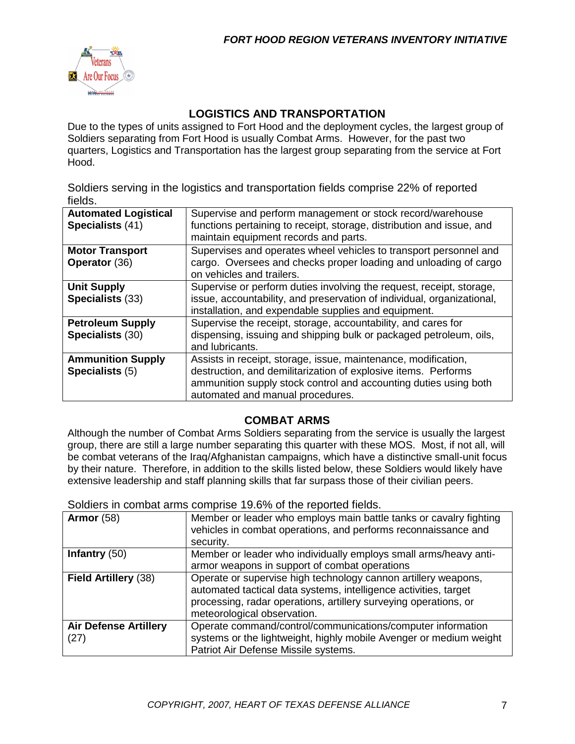## LOGISTICS AND TRANSPORTATION

Due to the types of units assigned to Fort Hood and the deployment cycles, the largest group of Soldiers separating from Fort Hood is usually Combat Arms. However, for the past two quarters, Logistics and Transportation has the largest group separating from the service at Fort Hood.

Soldiers serving in the logistics and transportation fields comprise 22% of reported fields.

| | |
|---|---|
| **Automated Logistical Specialists** (41) | Supervise and perform management or stock record/warehouse functions pertaining to receipt, storage, distribution and issue, and maintain equipment records and parts. |
| **Motor Transport Operator** (36) | Supervises and operates wheel vehicles to transport personnel and cargo. Oversees and checks proper loading and unloading of cargo on vehicles and trailers. |
| **Unit Supply Specialists** (33) | Supervise or perform duties involving the request, receipt, storage, issue, accountability, and preservation of individual, organizational, installation, and expendable supplies and equipment. |
| **Petroleum Supply Specialists** (30) | Supervise the receipt, storage, accountability, and cares for dispensing, issuing and shipping bulk or packaged petroleum, oils, and lubricants. |
| **Ammunition Supply Specialists** (5) | Assists in receipt, storage, issue, maintenance, modification, destruction, and demilitarization of explosive items. Performs ammunition supply stock control and accounting duties using both automated and manual procedures. |

## COMBAT ARMS

Although the number of Combat Arms Soldiers separating from the service is usually the largest group, there are still a large number separating this quarter with these MOS. Most, if not all, will be combat veterans of the Iraq/Afghanistan campaigns, which have a distinctive small-unit focus by their nature. Therefore, in addition to the skills listed below, these Soldiers would likely have extensive leadership and staff planning skills that far surpass those of their civilian peers.

Soldiers in combat arms comprise 19.6% of the reported fields.

| | |
|---|---|
| **Armor** (58) | Member or leader who employs main battle tanks or cavalry fighting vehicles in combat operations, and performs reconnaissance and security. |
| **Infantry** (50) | Member or leader who individually employs small arms/heavy anti-armor weapons in support of combat operations |
| **Field Artillery** (38) | Operate or supervise high technology cannon artillery weapons, automated tactical data systems, intelligence activities, target processing, radar operations, artillery surveying operations, or meteorological observation. |
| **Air Defense Artillery** (27) | Operate command/control/communications/computer information systems or the lightweight, highly mobile Avenger or medium weight Patriot Air Defense Missile systems. |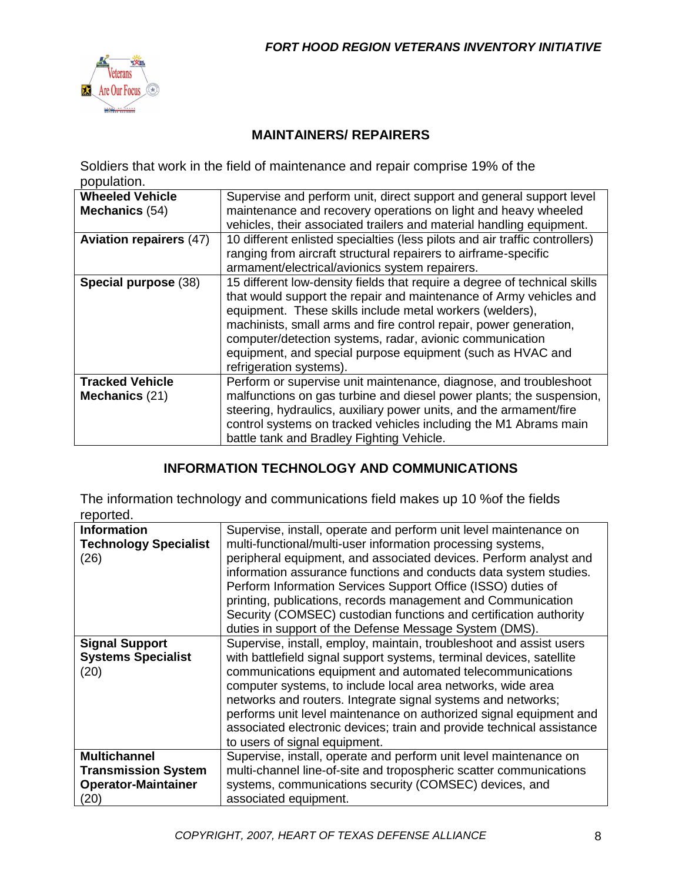## MAINTAINERS/ REPAIRERS

Soldiers that work in the field of maintenance and repair comprise 19% of the population.

| | |
|---|---|
| **Wheeled Vehicle Mechanics** (54) | Supervise and perform unit, direct support and general support level maintenance and recovery operations on light and heavy wheeled vehicles, their associated trailers and material handling equipment. |
| **Aviation repairers** (47) | 10 different enlisted specialties (less pilots and air traffic controllers) ranging from aircraft structural repairers to airframe-specific armament/electrical/avionics system repairers. |
| **Special purpose** (38) | 15 different low-density fields that require a degree of technical skills that would support the repair and maintenance of Army vehicles and equipment. These skills include metal workers (welders), machinists, small arms and fire control repair, power generation, computer/detection systems, radar, avionic communication equipment, and special purpose equipment (such as HVAC and refrigeration systems). |
| **Tracked Vehicle Mechanics** (21) | Perform or supervise unit maintenance, diagnose, and troubleshoot malfunctions on gas turbine and diesel power plants; the suspension, steering, hydraulics, auxiliary power units, and the armament/fire control systems on tracked vehicles including the M1 Abrams main battle tank and Bradley Fighting Vehicle. |

## INFORMATION TECHNOLOGY AND COMMUNICATIONS

The information technology and communications field makes up 10 %of the fields reported.

| | |
|---|---|
| **Information Technology Specialist** (26) | Supervise, install, operate and perform unit level maintenance on multi-functional/multi-user information processing systems, peripheral equipment, and associated devices. Perform analyst and information assurance functions and conducts data system studies. Perform Information Services Support Office (ISSO) duties of printing, publications, records management and Communication Security (COMSEC) custodian functions and certification authority duties in support of the Defense Message System (DMS). |
| **Signal Support Systems Specialist** (20) | Supervise, install, employ, maintain, troubleshoot and assist users with battlefield signal support systems, terminal devices, satellite communications equipment and automated telecommunications computer systems, to include local area networks, wide area networks and routers. Integrate signal systems and networks; performs unit level maintenance on authorized signal equipment and associated electronic devices; train and provide technical assistance to users of signal equipment. |
| **Multichannel Transmission System Operator-Maintainer** (20) | Supervise, install, operate and perform unit level maintenance on multi-channel line-of-site and tropospheric scatter communications systems, communications security (COMSEC) devices, and associated equipment. |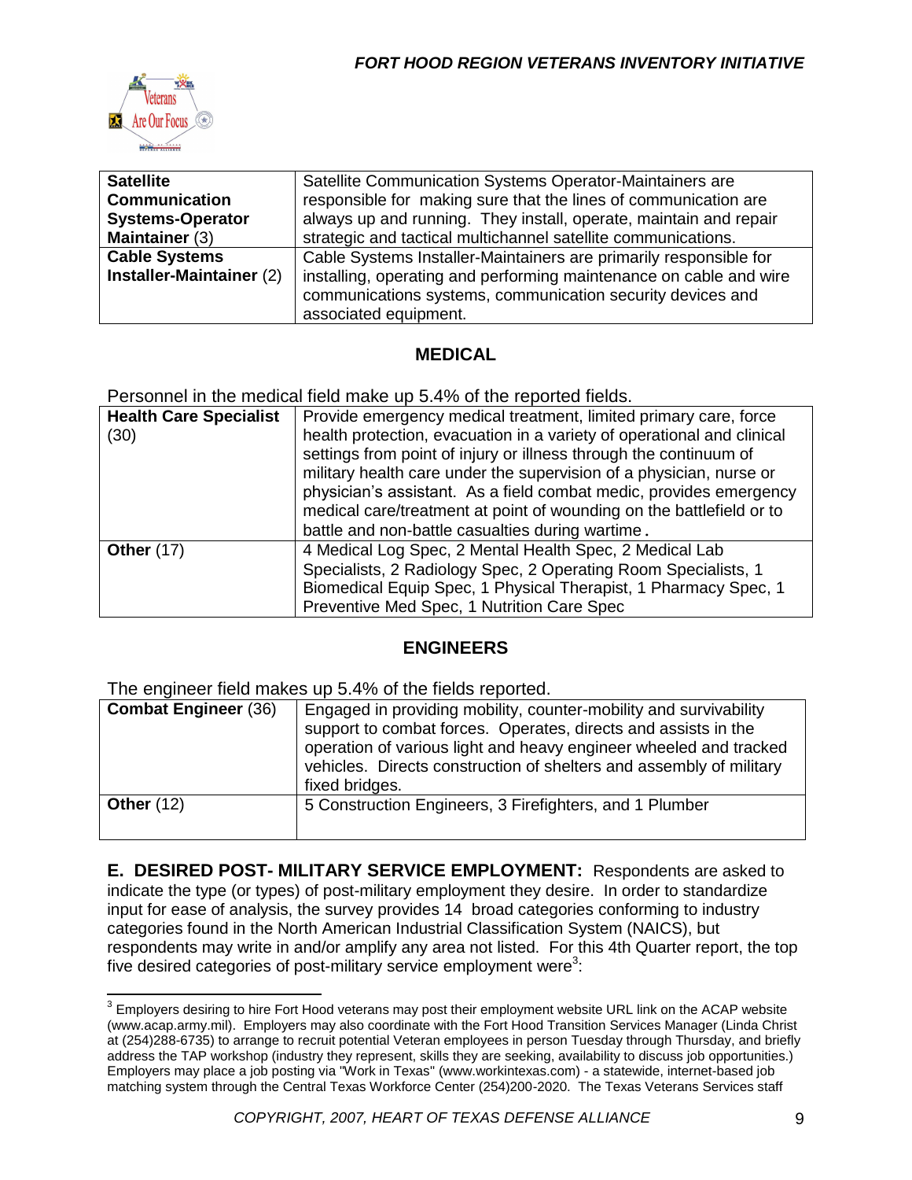| | |
|---|---|
| **Satellite Communication Systems-Operator Maintainer** (3) | Satellite Communication Systems Operator-Maintainers are responsible for making sure that the lines of communication are always up and running. They install, operate, maintain and repair strategic and tactical multichannel satellite communications. |
| **Cable Systems Installer-Maintainer** (2) | Cable Systems Installer-Maintainers are primarily responsible for installing, operating and performing maintenance on cable and wire communications systems, communication security devices and associated equipment. |

## MEDICAL

Personnel in the medical field make up 5.4% of the reported fields.

| | |
|---|---|
| **Health Care Specialist** (30) | Provide emergency medical treatment, limited primary care, force health protection, evacuation in a variety of operational and clinical settings from point of injury or illness through the continuum of military health care under the supervision of a physician, nurse or physician's assistant. As a field combat medic, provides emergency medical care/treatment at point of wounding on the battlefield or to battle and non-battle casualties during wartime. |
| **Other** (17) | 4 Medical Log Spec, 2 Mental Health Spec, 2 Medical Lab Specialists, 2 Radiology Spec, 2 Operating Room Specialists, 1 Biomedical Equip Spec, 1 Physical Therapist, 1 Pharmacy Spec, 1 Preventive Med Spec, 1 Nutrition Care Spec |

## ENGINEERS

The engineer field makes up 5.4% of the fields reported.

| | |
|---|---|
| **Combat Engineer** (36) | Engaged in providing mobility, counter-mobility and survivability support to combat forces. Operates, directs and assists in the operation of various light and heavy engineer wheeled and tracked vehicles. Directs construction of shelters and assembly of military fixed bridges. |
| **Other** (12) | 5 Construction Engineers, 3 Firefighters, and 1 Plumber |

**E. DESIRED POST- MILITARY SERVICE EMPLOYMENT:** Respondents are asked to indicate the type (or types) of post-military employment they desire. In order to standardize input for ease of analysis, the survey provides 14 broad categories conforming to industry categories found in the North American Industrial Classification System (NAICS), but respondents may write in and/or amplify any area not listed. For this 4th Quarter report, the top five desired categories of post-military service employment were[3]:

---

[3] Employers desiring to hire Fort Hood veterans may post their employment website URL link on the ACAP website (www.acap.army.mil). Employers may also coordinate with the Fort Hood Transition Services Manager (Linda Christ at (254)288-6735) to arrange to recruit potential Veteran employees in person Tuesday through Thursday, and briefly address the TAP workshop (industry they represent, skills they are seeking, availability to discuss job opportunities.) Employers may place a job posting via "Work in Texas" (www.workintexas.com) - a statewide, internet-based job matching system through the Central Texas Workforce Center (254)200-2020. The Texas Veterans Services staff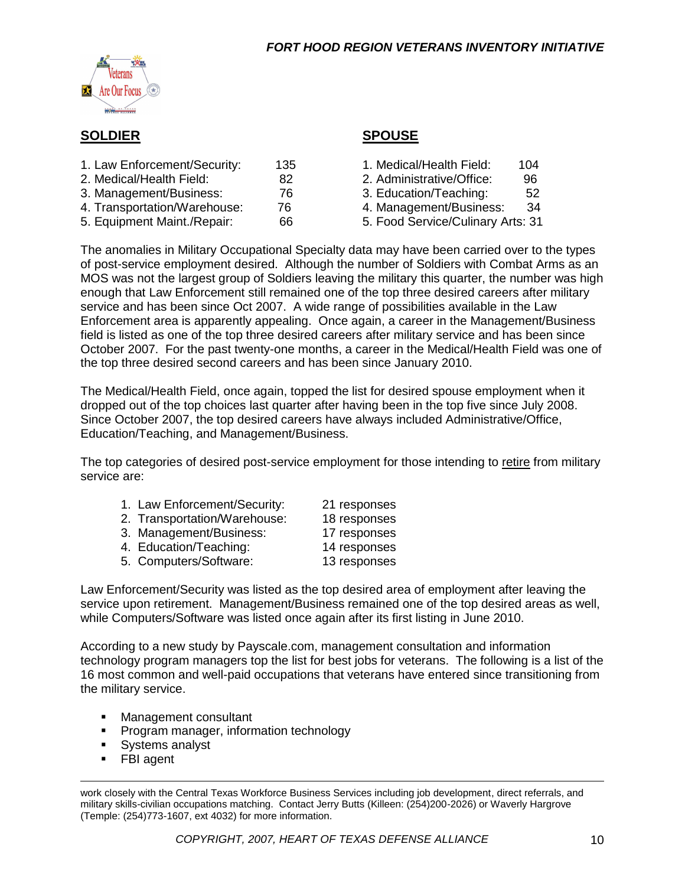## SOLDIER

| | |
|---|---|
| 1. Law Enforcement/Security: | 135 |
| 2. Medical/Health Field: | 82 |
| 3. Management/Business: | 76 |
| 4. Transportation/Warehouse: | 76 |
| 5. Equipment Maint./Repair: | 66 |

## SPOUSE

| | |
|---|---|
| 1. Medical/Health Field: | 104 |
| 2. Administrative/Office: | 96 |
| 3. Education/Teaching: | 52 |
| 4. Management/Business: | 34 |
| 5. Food Service/Culinary Arts: | 31 |

The anomalies in Military Occupational Specialty data may have been carried over to the types of post-service employment desired. Although the number of Soldiers with Combat Arms as an MOS was not the largest group of Soldiers leaving the military this quarter, the number was high enough that Law Enforcement still remained one of the top three desired careers after military service and has been since Oct 2007. A wide range of possibilities available in the Law Enforcement area is apparently appealing. Once again, a career in the Management/Business field is listed as one of the top three desired careers after military service and has been since October 2007. For the past twenty-one months, a career in the Medical/Health Field was one of the top three desired second careers and has been since January 2010.

The Medical/Health Field, once again, topped the list for desired spouse employment when it dropped out of the top choices last quarter after having been in the top five since July 2008. Since October 2007, the top desired careers have always included Administrative/Office, Education/Teaching, and Management/Business.

The top categories of desired post-service employment for those intending to retire from military service are:

| | |
|---|---|
| 1. Law Enforcement/Security: | 21 responses |
| 2. Transportation/Warehouse: | 18 responses |
| 3. Management/Business: | 17 responses |
| 4. Education/Teaching: | 14 responses |
| 5. Computers/Software: | 13 responses |

Law Enforcement/Security was listed as the top desired area of employment after leaving the service upon retirement. Management/Business remained one of the top desired areas as well, while Computers/Software was listed once again after its first listing in June 2010.

According to a new study by Payscale.com, management consultation and information technology program managers top the list for best jobs for veterans. The following is a list of the 16 most common and well-paid occupations that veterans have entered since transitioning from the military service.

- Management consultant
- Program manager, information technology
- Systems analyst
- FBI agent

---

work closely with the Central Texas Workforce Business Services including job development, direct referrals, and military skills-civilian occupations matching. Contact Jerry Butts (Killeen: (254)200-2026) or Waverly Hargrove (Temple: (254)773-1607, ext 4032) for more information.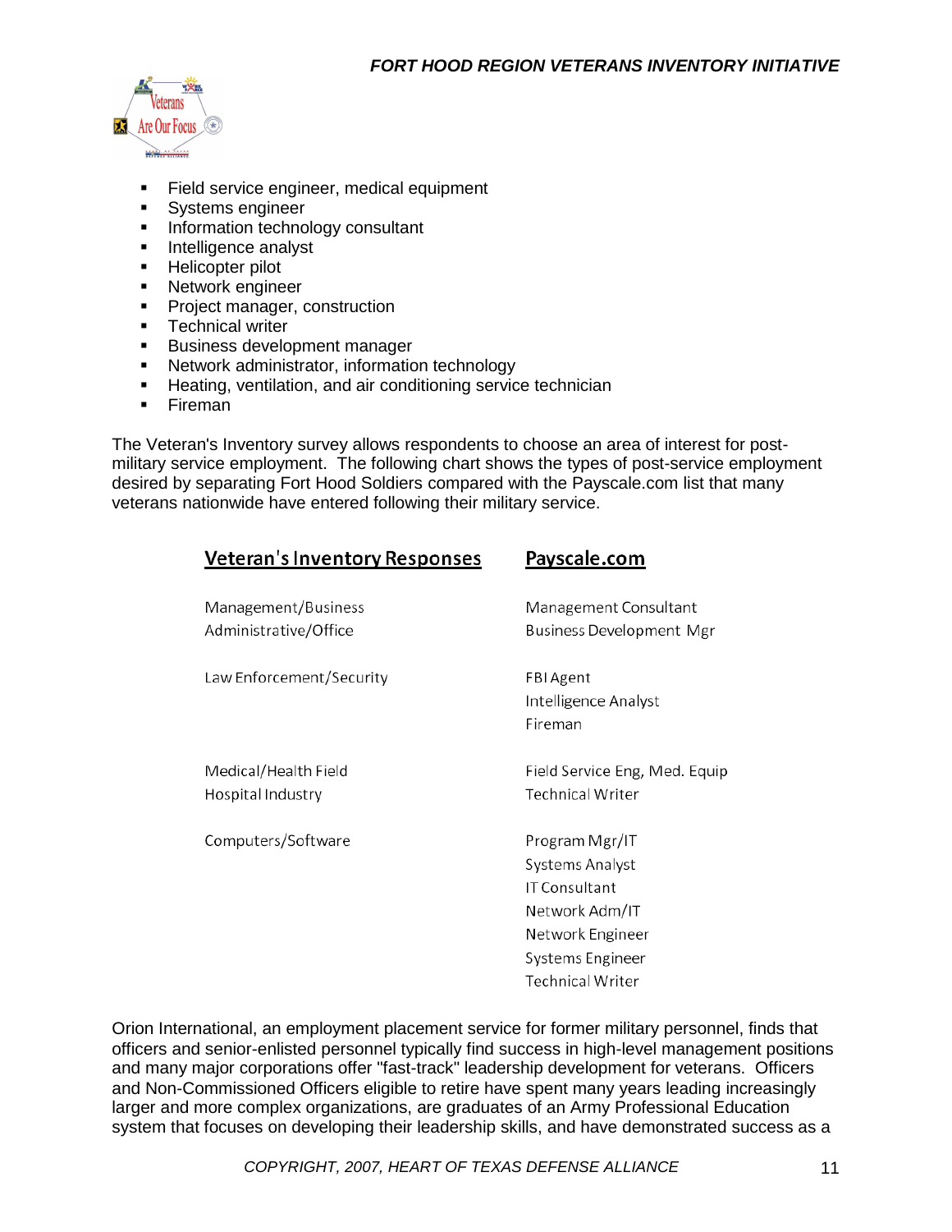- Field service engineer, medical equipment
- Systems engineer
- Information technology consultant
- Intelligence analyst
- Helicopter pilot
- Network engineer
- Project manager, construction
- Technical writer
- Business development manager
- Network administrator, information technology
- Heating, ventilation, and air conditioning service technician
- Fireman

The Veteran's Inventory survey allows respondents to choose an area of interest for post-military service employment. The following chart shows the types of post-service employment desired by separating Fort Hood Soldiers compared with the Payscale.com list that many veterans nationwide have entered following their military service.

| Veteran's Inventory Responses | Payscale.com |
|---|---|
| Management/Business<br>Administrative/Office | Management Consultant<br>Business Development Mgr |
| Law Enforcement/Security | FBI Agent<br>Intelligence Analyst<br>Fireman |
| Medical/Health Field<br>Hospital Industry | Field Service Eng, Med. Equip<br>Technical Writer |
| Computers/Software | Program Mgr/IT<br>Systems Analyst<br>IT Consultant<br>Network Adm/IT<br>Network Engineer<br>Systems Engineer<br>Technical Writer |

Orion International, an employment placement service for former military personnel, finds that officers and senior-enlisted personnel typically find success in high-level management positions and many major corporations offer "fast-track" leadership development for veterans. Officers and Non-Commissioned Officers eligible to retire have spent many years leading increasingly larger and more complex organizations, are graduates of an Army Professional Education system that focuses on developing their leadership skills, and have demonstrated success as a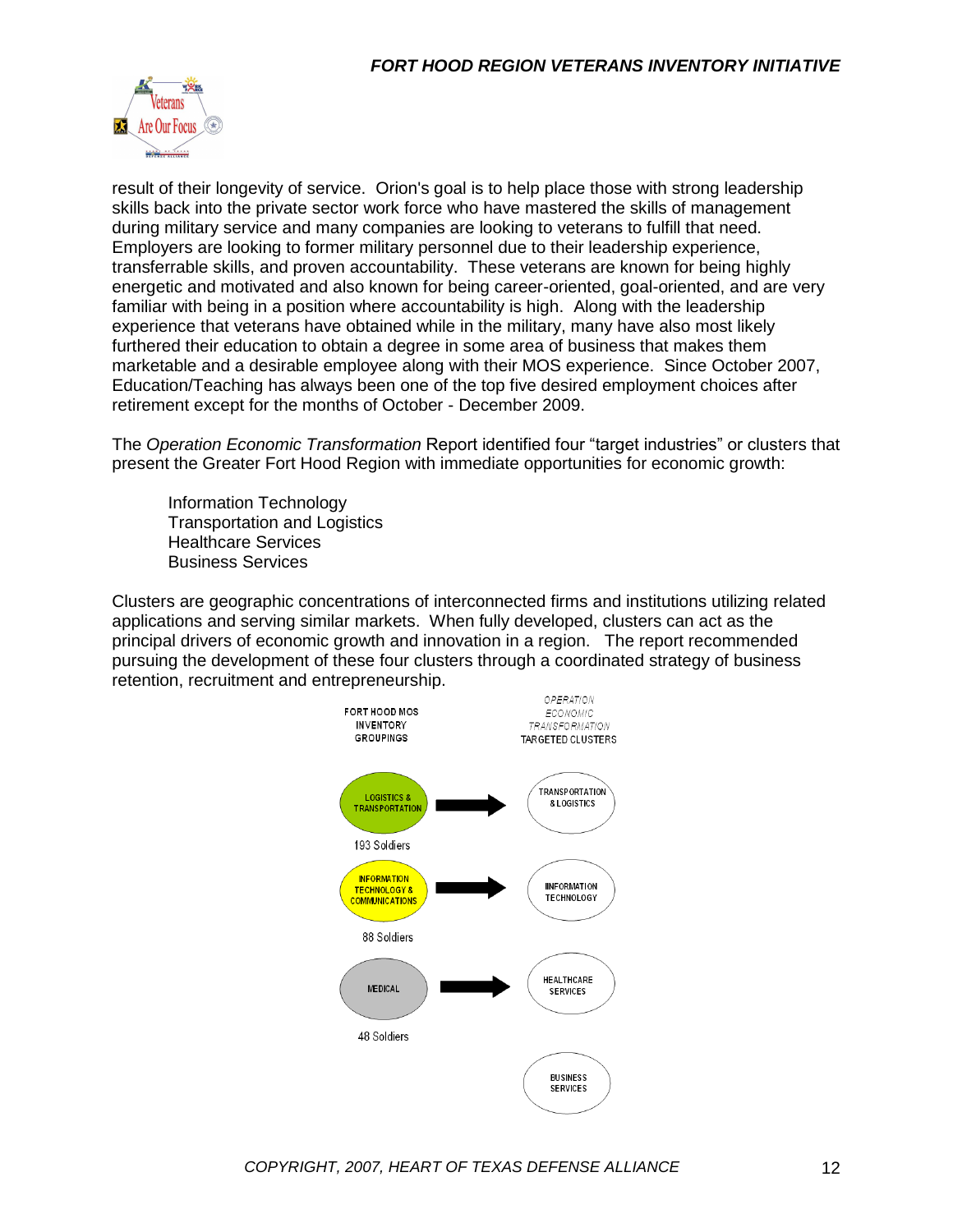result of their longevity of service. Orion's goal is to help place those with strong leadership skills back into the private sector work force who have mastered the skills of management during military service and many companies are looking to veterans to fulfill that need. Employers are looking to former military personnel due to their leadership experience, transferrable skills, and proven accountability. These veterans are known for being highly energetic and motivated and also known for being career-oriented, goal-oriented, and are very familiar with being in a position where accountability is high. Along with the leadership experience that veterans have obtained while in the military, many have also most likely furthered their education to obtain a degree in some area of business that makes them marketable and a desirable employee along with their MOS experience. Since October 2007, Education/Teaching has always been one of the top five desired employment choices after retirement except for the months of October - December 2009.

The *Operation Economic Transformation* Report identified four "target industries" or clusters that present the Greater Fort Hood Region with immediate opportunities for economic growth:

Information Technology
Transportation and Logistics
Healthcare Services
Business Services

Clusters are geographic concentrations of interconnected firms and institutions utilizing related applications and serving similar markets. When fully developed, clusters can act as the principal drivers of economic growth and innovation in a region. The report recommended pursuing the development of these four clusters through a coordinated strategy of business retention, recruitment and entrepreneurship.

| FORT HOOD MOS INVENTORY GROUPINGS | | *OPERATION ECONOMIC TRANSFORMATION* TARGETED CLUSTERS |
|---|---|---|
| LOGISTICS & TRANSPORTATION (193 Soldiers) | → | TRANSPORTATION & LOGISTICS |
| INFORMATION TECHNOLOGY & COMMUNICATIONS (88 Soldiers) | → | INFORMATION TECHNOLOGY |
| MEDICAL (48 Soldiers) | → | HEALTHCARE SERVICES |
| | | BUSINESS SERVICES |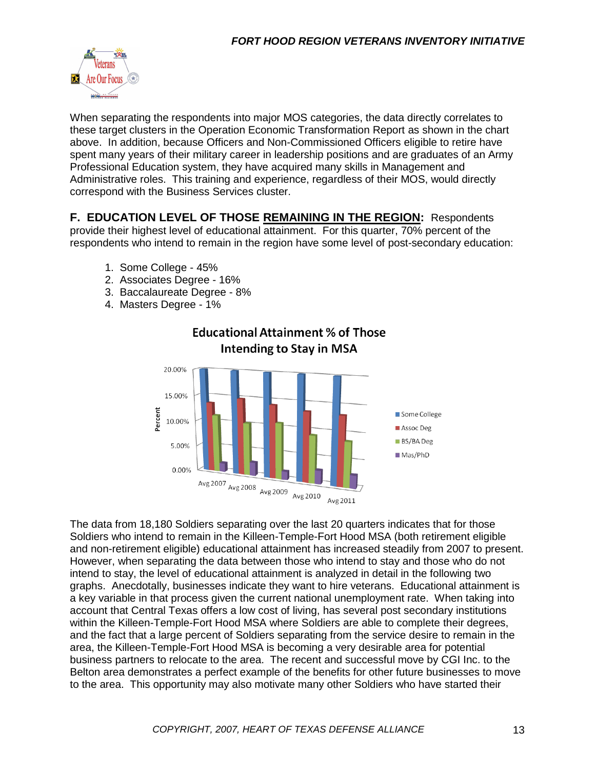When separating the respondents into major MOS categories, the data directly correlates to these target clusters in the Operation Economic Transformation Report as shown in the chart above. In addition, because Officers and Non-Commissioned Officers eligible to retire have spent many years of their military career in leadership positions and are graduates of an Army Professional Education system, they have acquired many skills in Management and Administrative roles. This training and experience, regardless of their MOS, would directly correspond with the Business Services cluster.

**F. EDUCATION LEVEL OF THOSE <u>REMAINING IN THE REGION</u>:** Respondents provide their highest level of educational attainment. For this quarter, 70% percent of the respondents who intend to remain in the region have some level of post-secondary education:

1. Some College - 45%
2. Associates Degree - 16%
3. Baccalaureate Degree - 8%
4. Masters Degree - 1%

**Educational Attainment % of Those Intending to Stay in MSA**

The data from 18,180 Soldiers separating over the last 20 quarters indicates that for those Soldiers who intend to remain in the Killeen-Temple-Fort Hood MSA (both retirement eligible and non-retirement eligible) educational attainment has increased steadily from 2007 to present. However, when separating the data between those who intend to stay and those who do not intend to stay, the level of educational attainment is analyzed in detail in the following two graphs. Anecdotally, businesses indicate they want to hire veterans. Educational attainment is a key variable in that process given the current national unemployment rate. When taking into account that Central Texas offers a low cost of living, has several post secondary institutions within the Killeen-Temple-Fort Hood MSA where Soldiers are able to complete their degrees, and the fact that a large percent of Soldiers separating from the service desire to remain in the area, the Killeen-Temple-Fort Hood MSA is becoming a very desirable area for potential business partners to relocate to the area. The recent and successful move by CGI Inc. to the Belton area demonstrates a perfect example of the benefits for other future businesses to move to the area. This opportunity may also motivate many other Soldiers who have started their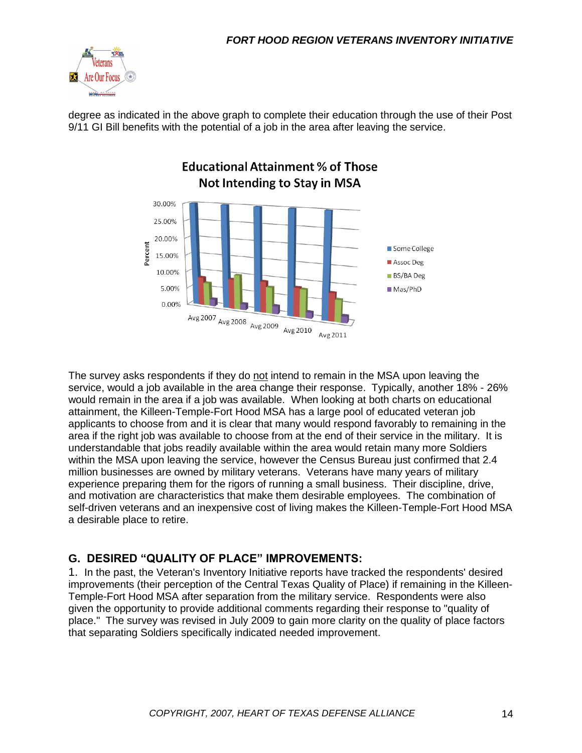degree as indicated in the above graph to complete their education through the use of their Post 9/11 GI Bill benefits with the potential of a job in the area after leaving the service.

The survey asks respondents if they do not intend to remain in the MSA upon leaving the service, would a job available in the area change their response. Typically, another 18% - 26% would remain in the area if a job was available. When looking at both charts on educational attainment, the Killeen-Temple-Fort Hood MSA has a large pool of educated veteran job applicants to choose from and it is clear that many would respond favorably to remaining in the area if the right job was available to choose from at the end of their service in the military. It is understandable that jobs readily available within the area would retain many more Soldiers within the MSA upon leaving the service, however the Census Bureau just confirmed that 2.4 million businesses are owned by military veterans. Veterans have many years of military experience preparing them for the rigors of running a small business. Their discipline, drive, and motivation are characteristics that make them desirable employees. The combination of self-driven veterans and an inexpensive cost of living makes the Killeen-Temple-Fort Hood MSA a desirable place to retire.

## G. DESIRED "QUALITY OF PLACE" IMPROVEMENTS:

1. In the past, the Veteran's Inventory Initiative reports have tracked the respondents' desired improvements (their perception of the Central Texas Quality of Place) if remaining in the Killeen-Temple-Fort Hood MSA after separation from the military service. Respondents were also given the opportunity to provide additional comments regarding their response to "quality of place." The survey was revised in July 2009 to gain more clarity on the quality of place factors that separating Soldiers specifically indicated needed improvement.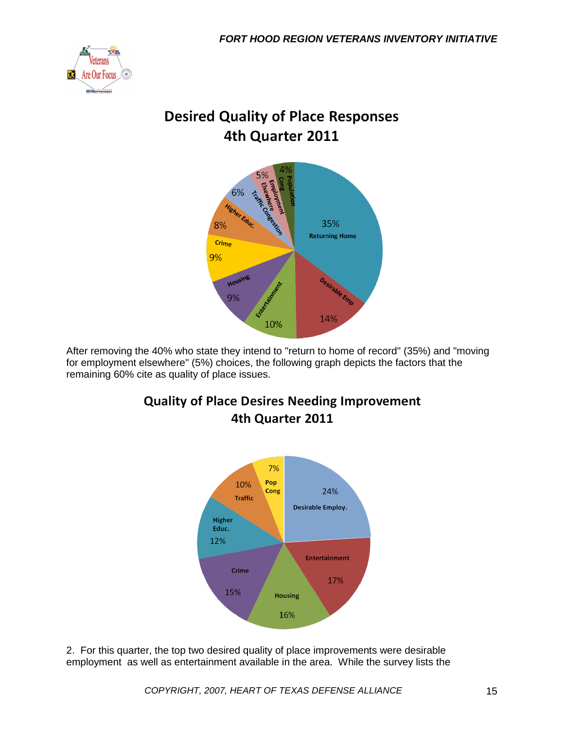## Desired Quality of Place Responses
## 4th Quarter 2011

| Response | Percentage |
|---|---|
| Returning Home | 35% |
| Desirable Emp | 14% |
| Entertainment | 10% |
| Housing | 9% |
| Crime | 9% |
| Higher Educ. | 8% |
| Traffic Congestion | 6% |
| Employment Elsewhere | 5% |
| Population Cong | 4% |

After removing the 40% who state they intend to "return to home of record" (35%) and "moving for employment elsewhere" (5%) choices, the following graph depicts the factors that the remaining 60% cite as quality of place issues.

## Quality of Place Desires Needing Improvement
## 4th Quarter 2011

| Response | Percentage |
|---|---|
| Desirable Employ. | 24% |
| Entertainment | 17% |
| Housing | 16% |
| Crime | 15% |
| Higher Educ. | 12% |
| Traffic | 10% |
| Pop Cong | 7% |

2. For this quarter, the top two desired quality of place improvements were desirable employment as well as entertainment available in the area. While the survey lists the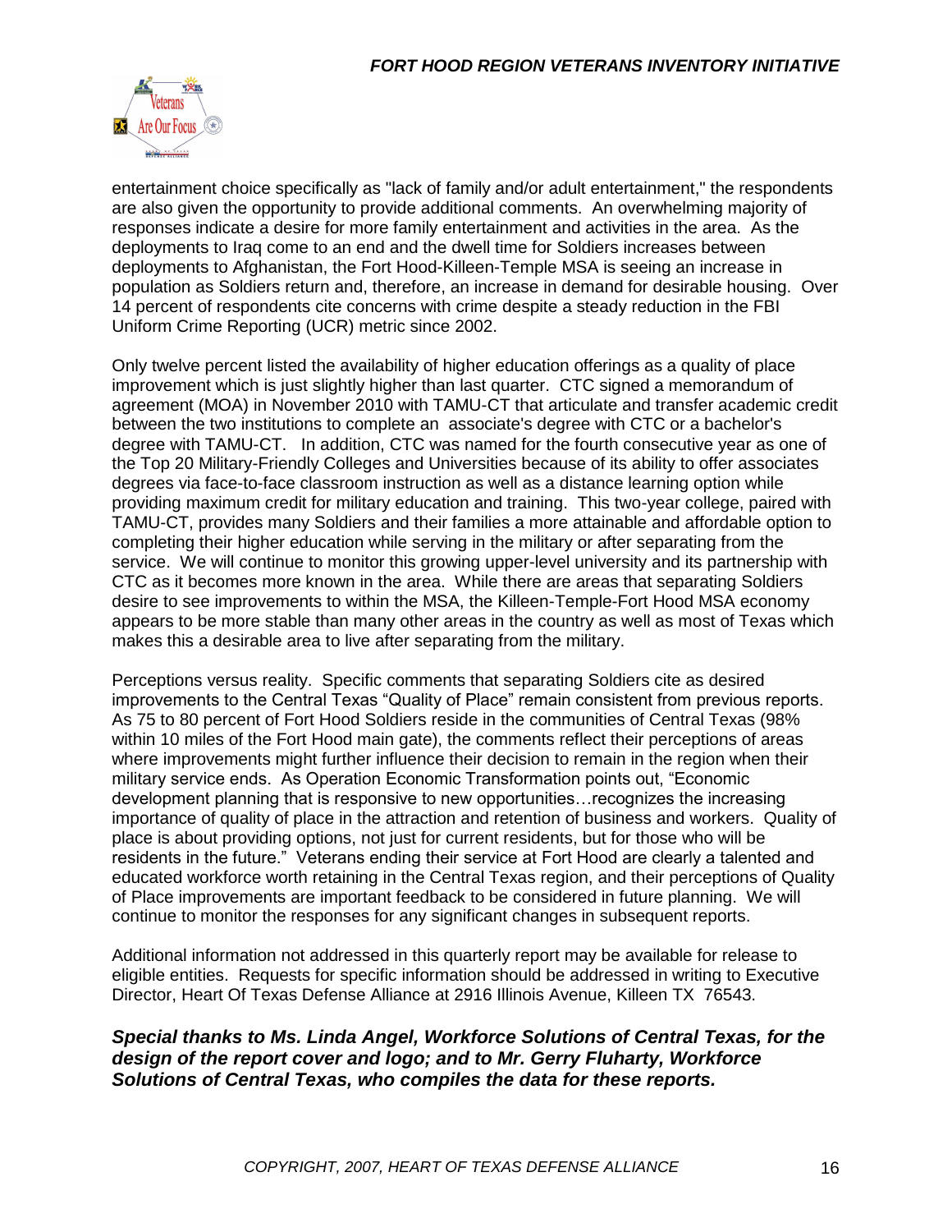entertainment choice specifically as "lack of family and/or adult entertainment," the respondents are also given the opportunity to provide additional comments. An overwhelming majority of responses indicate a desire for more family entertainment and activities in the area. As the deployments to Iraq come to an end and the dwell time for Soldiers increases between deployments to Afghanistan, the Fort Hood-Killeen-Temple MSA is seeing an increase in population as Soldiers return and, therefore, an increase in demand for desirable housing. Over 14 percent of respondents cite concerns with crime despite a steady reduction in the FBI Uniform Crime Reporting (UCR) metric since 2002.

Only twelve percent listed the availability of higher education offerings as a quality of place improvement which is just slightly higher than last quarter. CTC signed a memorandum of agreement (MOA) in November 2010 with TAMU-CT that articulate and transfer academic credit between the two institutions to complete an associate's degree with CTC or a bachelor's degree with TAMU-CT. In addition, CTC was named for the fourth consecutive year as one of the Top 20 Military-Friendly Colleges and Universities because of its ability to offer associates degrees via face-to-face classroom instruction as well as a distance learning option while providing maximum credit for military education and training. This two-year college, paired with TAMU-CT, provides many Soldiers and their families a more attainable and affordable option to completing their higher education while serving in the military or after separating from the service. We will continue to monitor this growing upper-level university and its partnership with CTC as it becomes more known in the area. While there are areas that separating Soldiers desire to see improvements to within the MSA, the Killeen-Temple-Fort Hood MSA economy appears to be more stable than many other areas in the country as well as most of Texas which makes this a desirable area to live after separating from the military.

Perceptions versus reality. Specific comments that separating Soldiers cite as desired improvements to the Central Texas "Quality of Place" remain consistent from previous reports. As 75 to 80 percent of Fort Hood Soldiers reside in the communities of Central Texas (98% within 10 miles of the Fort Hood main gate), the comments reflect their perceptions of areas where improvements might further influence their decision to remain in the region when their military service ends. As Operation Economic Transformation points out, "Economic development planning that is responsive to new opportunities…recognizes the increasing importance of quality of place in the attraction and retention of business and workers. Quality of place is about providing options, not just for current residents, but for those who will be residents in the future." Veterans ending their service at Fort Hood are clearly a talented and educated workforce worth retaining in the Central Texas region, and their perceptions of Quality of Place improvements are important feedback to be considered in future planning. We will continue to monitor the responses for any significant changes in subsequent reports.

Additional information not addressed in this quarterly report may be available for release to eligible entities. Requests for specific information should be addressed in writing to Executive Director, Heart Of Texas Defense Alliance at 2916 Illinois Avenue, Killeen TX 76543.

***Special thanks to Ms. Linda Angel, Workforce Solutions of Central Texas, for the design of the report cover and logo; and to Mr. Gerry Fluharty, Workforce Solutions of Central Texas, who compiles the data for these reports.***